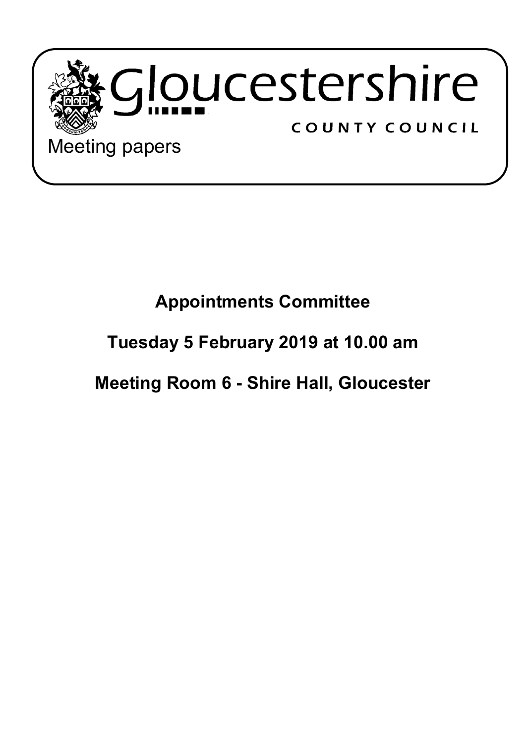Gloucestershire

COUNTY COUNCIL

Meeting papers

# Appointments Committee

## Tuesday 5 February 2019 at 10.00 am

## Meeting Room 6 - Shire Hall, Gloucester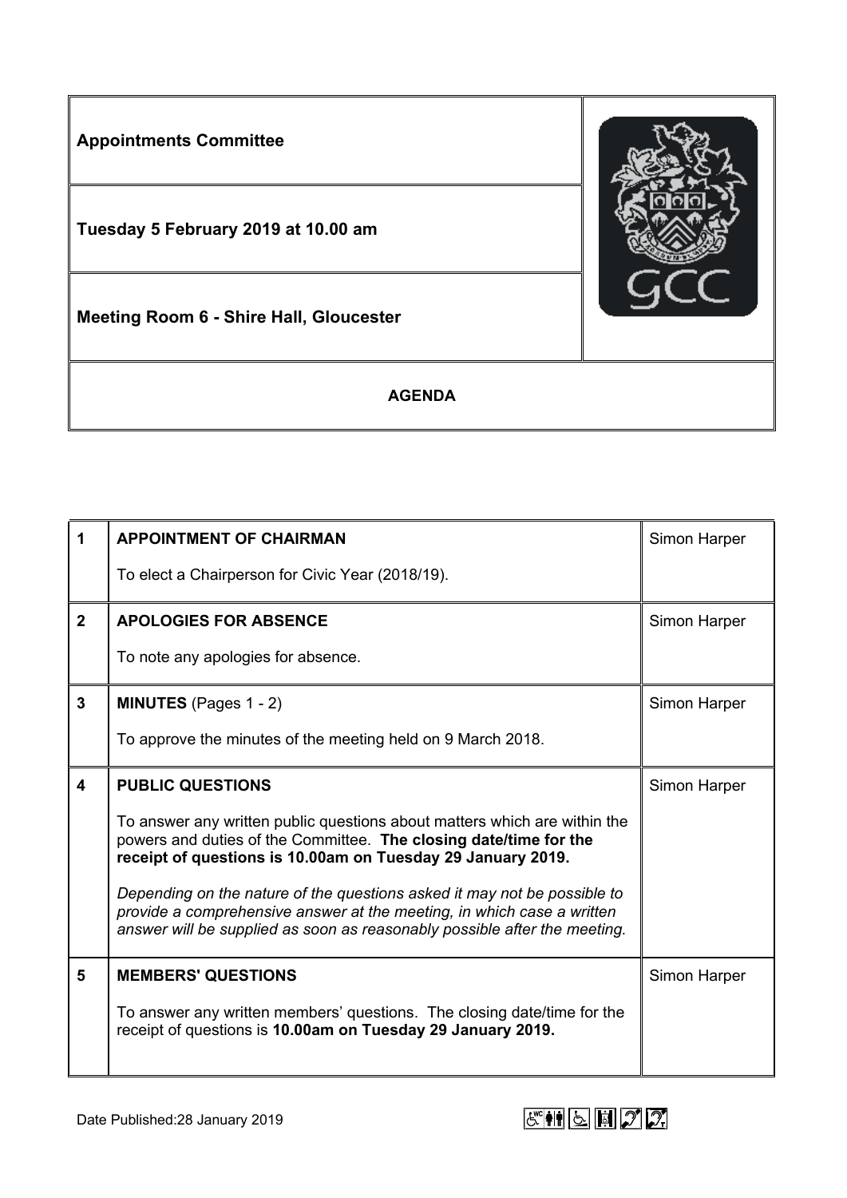| | | |
|---|---|---|
| **Appointments Committee** | | |
| **Tuesday 5 February 2019 at 10.00 am** | | |
| **Meeting Room 6 - Shire Hall, Gloucester** | | |
| **AGENDA** | | |

| | | |
|---|---|---|
| **1** | **APPOINTMENT OF CHAIRMAN**<br><br>To elect a Chairperson for Civic Year (2018/19). | Simon Harper |
| **2** | **APOLOGIES FOR ABSENCE**<br><br>To note any apologies for absence. | Simon Harper |
| **3** | **MINUTES** (Pages 1 - 2)<br><br>To approve the minutes of the meeting held on 9 March 2018. | Simon Harper |
| **4** | **PUBLIC QUESTIONS**<br><br>To answer any written public questions about matters which are within the powers and duties of the Committee. **The closing date/time for the receipt of questions is 10.00am on Tuesday 29 January 2019.**<br><br>*Depending on the nature of the questions asked it may not be possible to provide a comprehensive answer at the meeting, in which case a written answer will be supplied as soon as reasonably possible after the meeting.* | Simon Harper |
| **5** | **MEMBERS' QUESTIONS**<br><br>To answer any written members' questions. The closing date/time for the receipt of questions is **10.00am on Tuesday 29 January 2019.** | Simon Harper |

Date Published:28 January 2019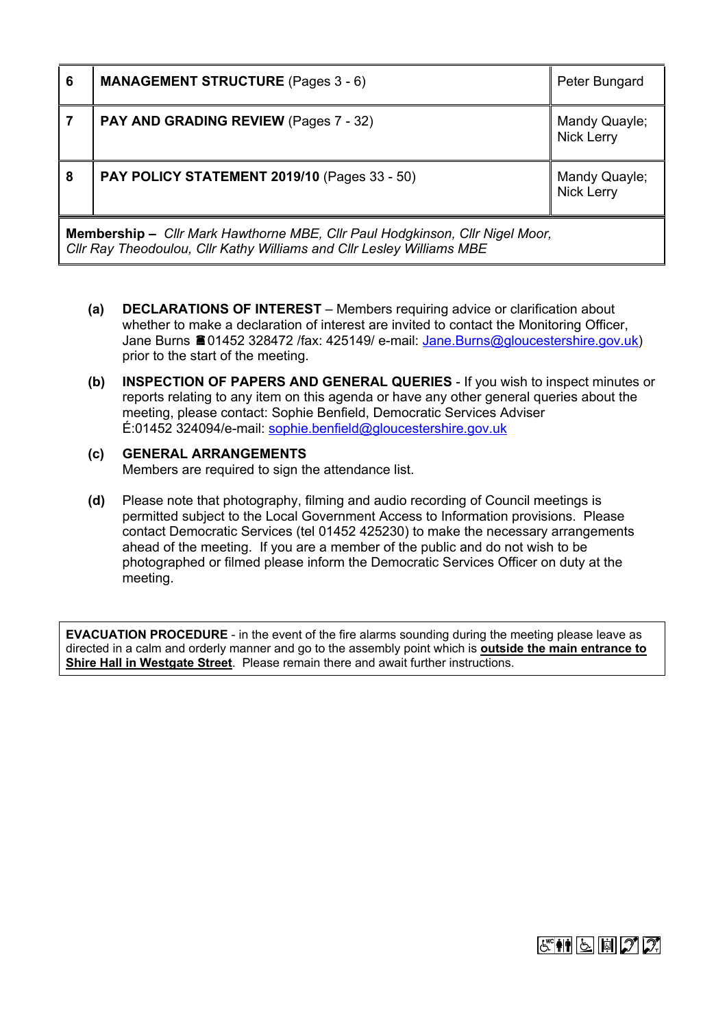| | | |
|---|---|---|
| 6 | **MANAGEMENT STRUCTURE** (Pages 3 - 6) | Peter Bungard |
| 7 | **PAY AND GRADING REVIEW** (Pages 7 - 32) | Mandy Quayle; Nick Lerry |
| 8 | **PAY POLICY STATEMENT 2019/10** (Pages 33 - 50) | Mandy Quayle; Nick Lerry |

**Membership –** *Cllr Mark Hawthorne MBE, Cllr Paul Hodgkinson, Cllr Nigel Moor, Cllr Ray Theodoulou, Cllr Kathy Williams and Cllr Lesley Williams MBE*

**(a)** **DECLARATIONS OF INTEREST** – Members requiring advice or clarification about whether to make a declaration of interest are invited to contact the Monitoring Officer, Jane Burns ☎01452 328472 /fax: 425149/ e-mail: Jane.Burns@gloucestershire.gov.uk) prior to the start of the meeting.

**(b)** **INSPECTION OF PAPERS AND GENERAL QUERIES** - If you wish to inspect minutes or reports relating to any item on this agenda or have any other general queries about the meeting, please contact: Sophie Benfield, Democratic Services Adviser É:01452 324094/e-mail: sophie.benfield@gloucestershire.gov.uk

**(c)** **GENERAL ARRANGEMENTS**
Members are required to sign the attendance list.

**(d)** Please note that photography, filming and audio recording of Council meetings is permitted subject to the Local Government Access to Information provisions. Please contact Democratic Services (tel 01452 425230) to make the necessary arrangements ahead of the meeting. If you are a member of the public and do not wish to be photographed or filmed please inform the Democratic Services Officer on duty at the meeting.

**EVACUATION PROCEDURE** - in the event of the fire alarms sounding during the meeting please leave as directed in a calm and orderly manner and go to the assembly point which is **outside the main entrance to Shire Hall in Westgate Street**. Please remain there and await further instructions.